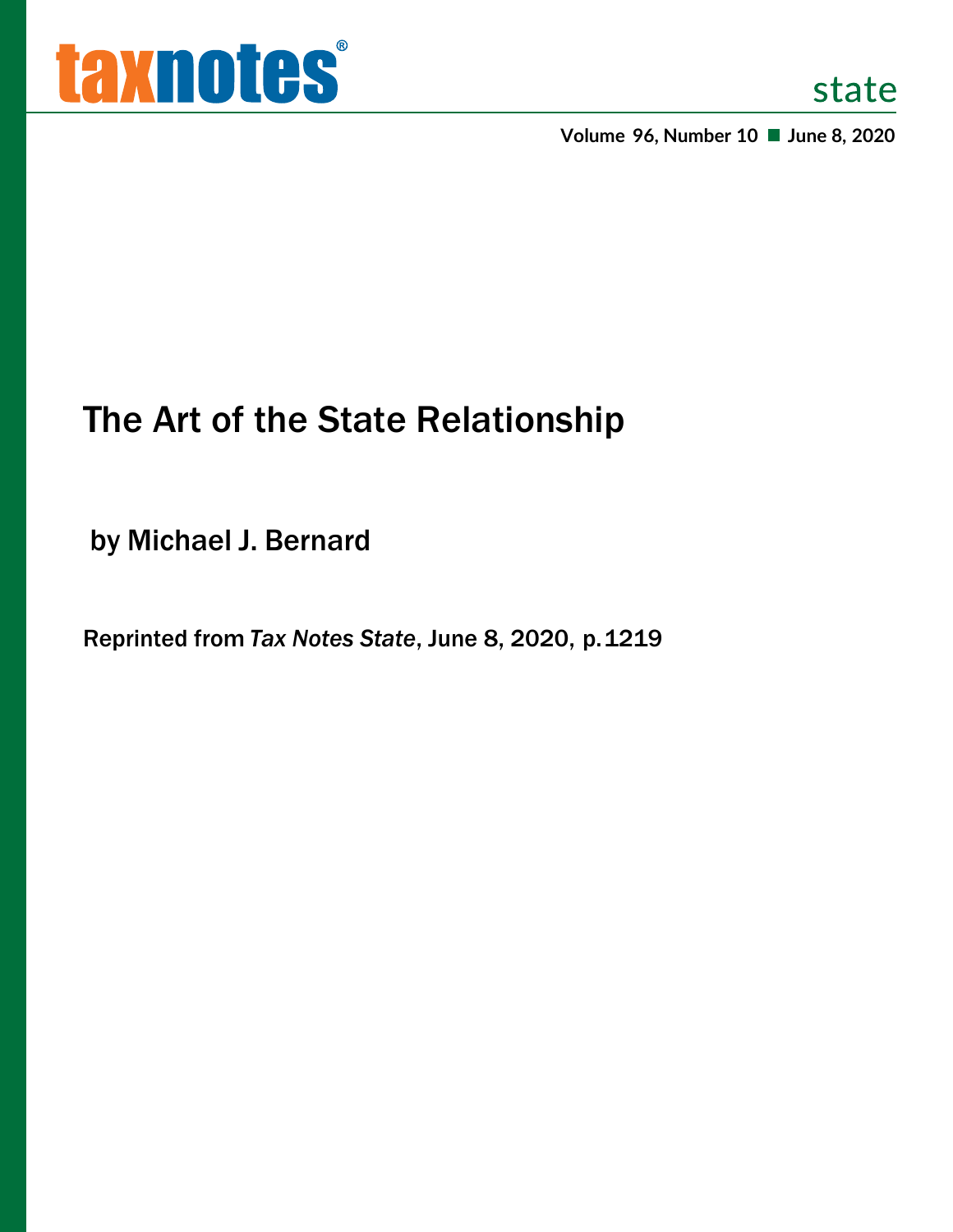# The Art of the State Relationship

by Michael J. Bernard

Reprinted from *Tax Notes State*, June 8, 2020, p. 1219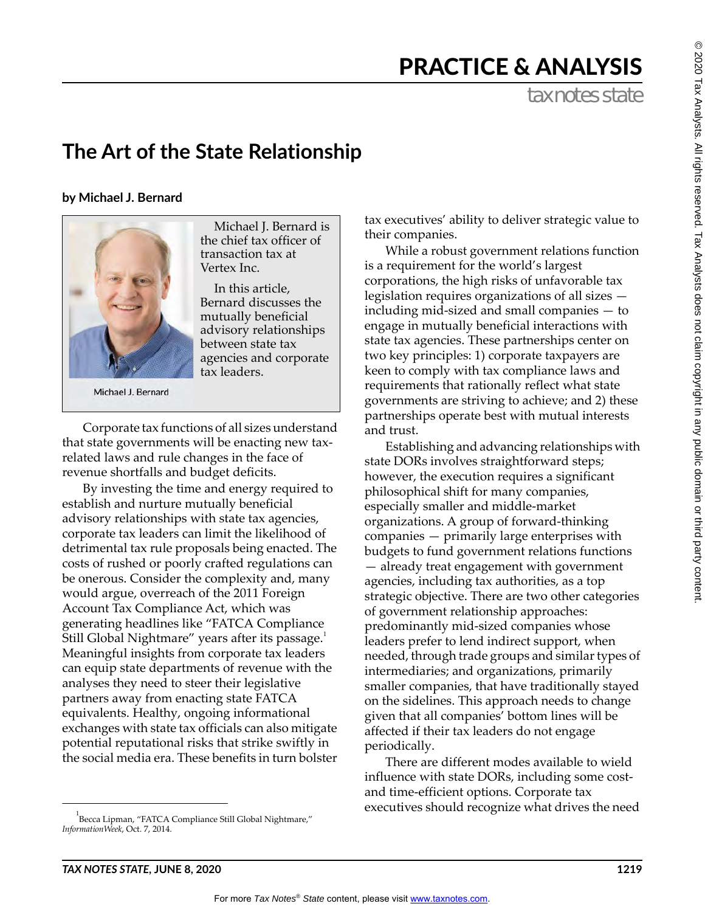# PRACTICE & ANALYSIS

tax notes state

# The Art of the State Relationship

**by Michael J. Bernard**

Michael J. Bernard is the chief tax officer of transaction tax at Vertex Inc.

In this article, Bernard discusses the mutually beneficial advisory relationships between state tax agencies and corporate tax leaders.

Michael J. Bernard

Corporate tax functions of all sizes understand that state governments will be enacting new tax-related laws and rule changes in the face of revenue shortfalls and budget deficits.

By investing the time and energy required to establish and nurture mutually beneficial advisory relationships with state tax agencies, corporate tax leaders can limit the likelihood of detrimental tax rule proposals being enacted. The costs of rushed or poorly crafted regulations can be onerous. Consider the complexity and, many would argue, overreach of the 2011 Foreign Account Tax Compliance Act, which was generating headlines like "FATCA Compliance Still Global Nightmare" years after its passage.[1] Meaningful insights from corporate tax leaders can equip state departments of revenue with the analyses they need to steer their legislative partners away from enacting state FATCA equivalents. Healthy, ongoing informational exchanges with state tax officials can also mitigate potential reputational risks that strike swiftly in the social media era. These benefits in turn bolster tax executives' ability to deliver strategic value to their companies.

While a robust government relations function is a requirement for the world's largest corporations, the high risks of unfavorable tax legislation requires organizations of all sizes — including mid-sized and small companies — to engage in mutually beneficial interactions with state tax agencies. These partnerships center on two key principles: 1) corporate taxpayers are keen to comply with tax compliance laws and requirements that rationally reflect what state governments are striving to achieve; and 2) these partnerships operate best with mutual interests and trust.

Establishing and advancing relationships with state DORs involves straightforward steps; however, the execution requires a significant philosophical shift for many companies, especially smaller and middle-market organizations. A group of forward-thinking companies — primarily large enterprises with budgets to fund government relations functions — already treat engagement with government agencies, including tax authorities, as a top strategic objective. There are two other categories of government relationship approaches: predominantly mid-sized companies whose leaders prefer to lend indirect support, when needed, through trade groups and similar types of intermediaries; and organizations, primarily smaller companies, that have traditionally stayed on the sidelines. This approach needs to change given that all companies' bottom lines will be affected if their tax leaders do not engage periodically.

There are different modes available to wield influence with state DORs, including some cost- and time-efficient options. Corporate tax executives should recognize what drives the need

[1] Becca Lipman, "FATCA Compliance Still Global Nightmare," *InformationWeek*, Oct. 7, 2014.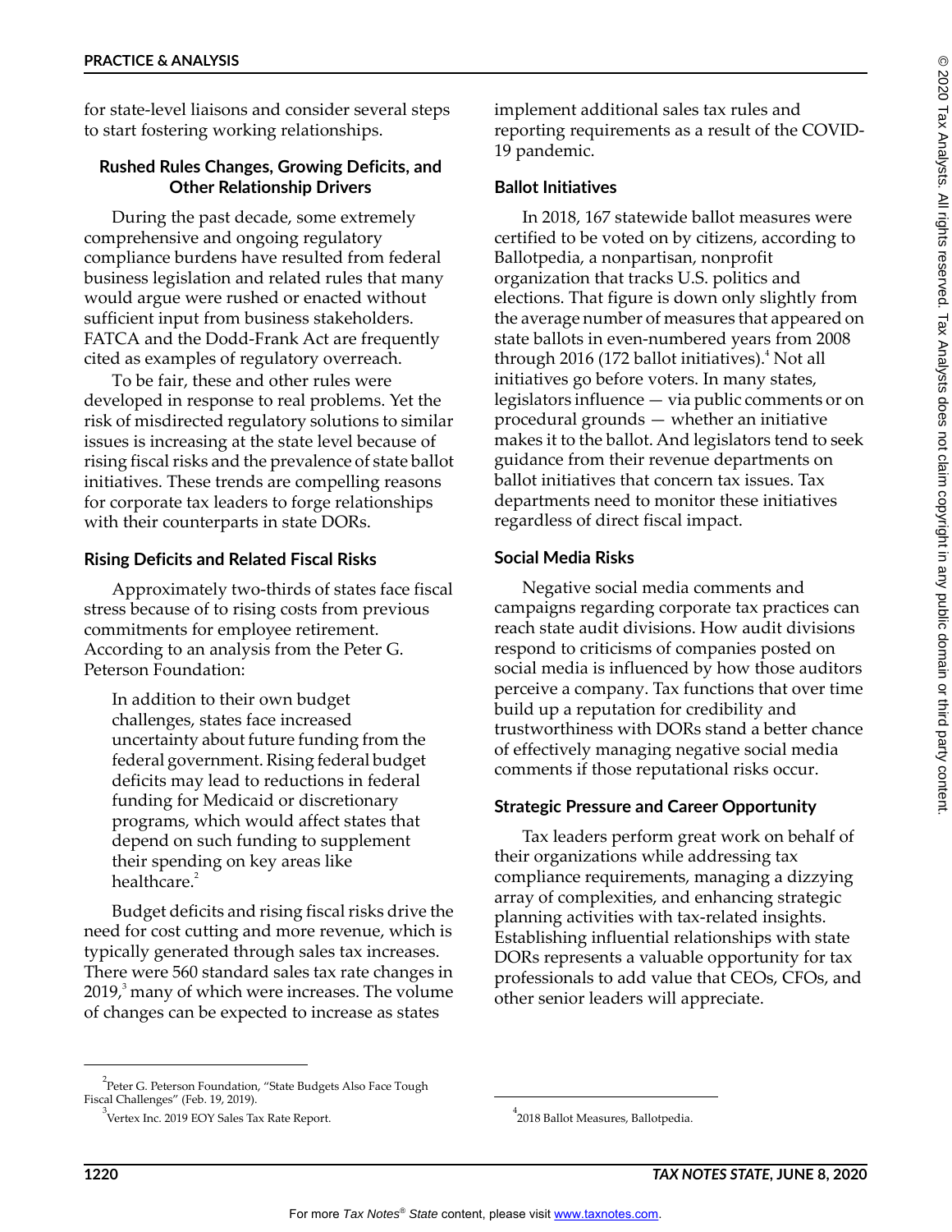for state-level liaisons and consider several steps to start fostering working relationships.

### Rushed Rules Changes, Growing Deficits, and Other Relationship Drivers

During the past decade, some extremely comprehensive and ongoing regulatory compliance burdens have resulted from federal business legislation and related rules that many would argue were rushed or enacted without sufficient input from business stakeholders. FATCA and the Dodd-Frank Act are frequently cited as examples of regulatory overreach.

To be fair, these and other rules were developed in response to real problems. Yet the risk of misdirected regulatory solutions to similar issues is increasing at the state level because of rising fiscal risks and the prevalence of state ballot initiatives. These trends are compelling reasons for corporate tax leaders to forge relationships with their counterparts in state DORs.

#### Rising Deficits and Related Fiscal Risks

Approximately two-thirds of states face fiscal stress because of to rising costs from previous commitments for employee retirement. According to an analysis from the Peter G. Peterson Foundation:

> In addition to their own budget challenges, states face increased uncertainty about future funding from the federal government. Rising federal budget deficits may lead to reductions in federal funding for Medicaid or discretionary programs, which would affect states that depend on such funding to supplement their spending on key areas like healthcare.[2]

Budget deficits and rising fiscal risks drive the need for cost cutting and more revenue, which is typically generated through sales tax increases. There were 560 standard sales tax rate changes in 2019,[3] many of which were increases. The volume of changes can be expected to increase as states implement additional sales tax rules and reporting requirements as a result of the COVID-19 pandemic.

#### Ballot Initiatives

In 2018, 167 statewide ballot measures were certified to be voted on by citizens, according to Ballotpedia, a nonpartisan, nonprofit organization that tracks U.S. politics and elections. That figure is down only slightly from the average number of measures that appeared on state ballots in even-numbered years from 2008 through 2016 (172 ballot initiatives).[4] Not all initiatives go before voters. In many states, legislators influence — via public comments or on procedural grounds — whether an initiative makes it to the ballot. And legislators tend to seek guidance from their revenue departments on ballot initiatives that concern tax issues. Tax departments need to monitor these initiatives regardless of direct fiscal impact.

#### Social Media Risks

Negative social media comments and campaigns regarding corporate tax practices can reach state audit divisions. How audit divisions respond to criticisms of companies posted on social media is influenced by how those auditors perceive a company. Tax functions that over time build up a reputation for credibility and trustworthiness with DORs stand a better chance of effectively managing negative social media comments if those reputational risks occur.

#### Strategic Pressure and Career Opportunity

Tax leaders perform great work on behalf of their organizations while addressing tax compliance requirements, managing a dizzying array of complexities, and enhancing strategic planning activities with tax-related insights. Establishing influential relationships with state DORs represents a valuable opportunity for tax professionals to add value that CEOs, CFOs, and other senior leaders will appreciate.

---

[2] Peter G. Peterson Foundation, "State Budgets Also Face Tough Fiscal Challenges" (Feb. 19, 2019).

[3] Vertex Inc. 2019 EOY Sales Tax Rate Report.

[4] 2018 Ballot Measures, Ballotpedia.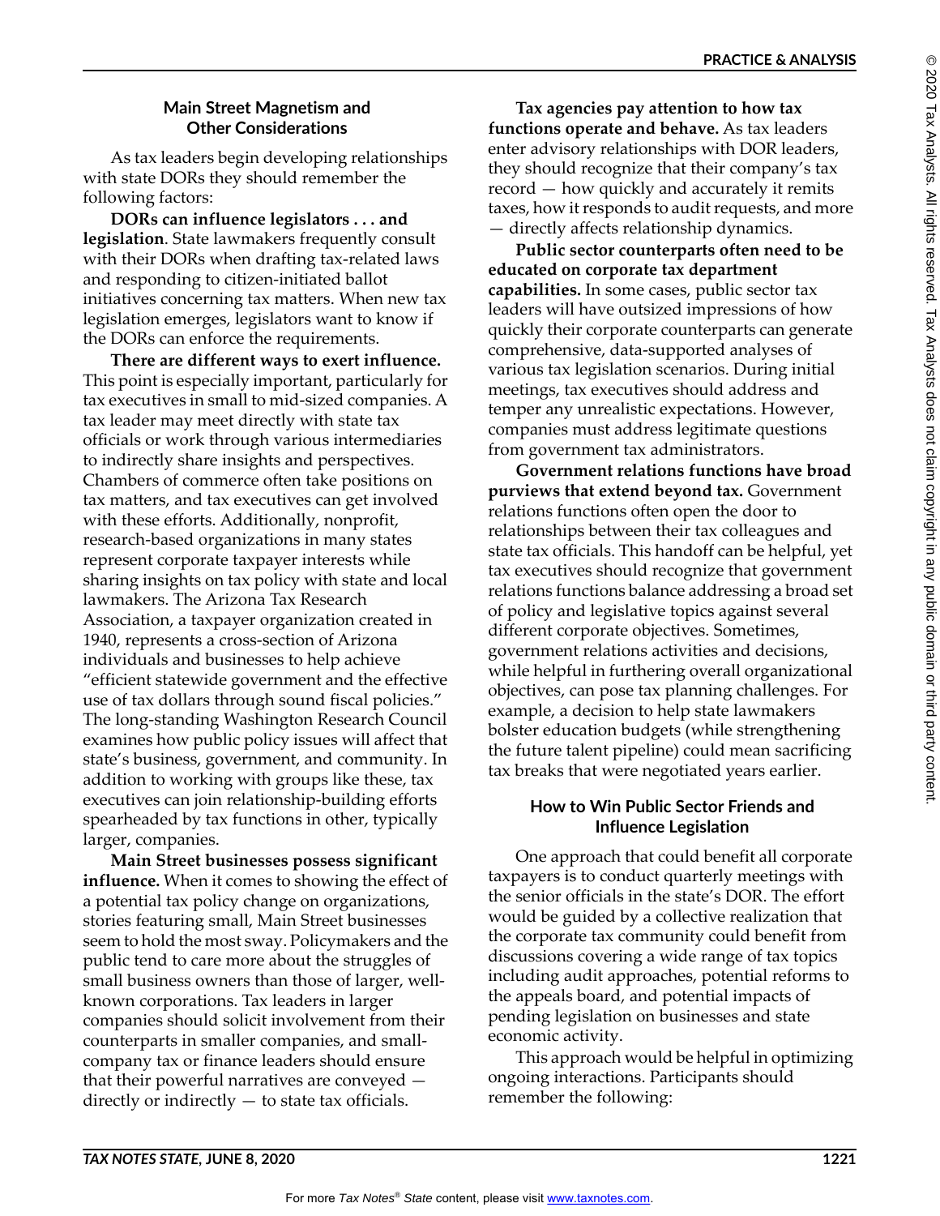## Main Street Magnetism and Other Considerations

As tax leaders begin developing relationships with state DORs they should remember the following factors:

**DORs can influence legislators . . . and legislation**. State lawmakers frequently consult with their DORs when drafting tax-related laws and responding to citizen-initiated ballot initiatives concerning tax matters. When new tax legislation emerges, legislators want to know if the DORs can enforce the requirements.

**There are different ways to exert influence.** This point is especially important, particularly for tax executives in small to mid-sized companies. A tax leader may meet directly with state tax officials or work through various intermediaries to indirectly share insights and perspectives. Chambers of commerce often take positions on tax matters, and tax executives can get involved with these efforts. Additionally, nonprofit, research-based organizations in many states represent corporate taxpayer interests while sharing insights on tax policy with state and local lawmakers. The Arizona Tax Research Association, a taxpayer organization created in 1940, represents a cross-section of Arizona individuals and businesses to help achieve "efficient statewide government and the effective use of tax dollars through sound fiscal policies." The long-standing Washington Research Council examines how public policy issues will affect that state's business, government, and community. In addition to working with groups like these, tax executives can join relationship-building efforts spearheaded by tax functions in other, typically larger, companies.

**Main Street businesses possess significant influence.** When it comes to showing the effect of a potential tax policy change on organizations, stories featuring small, Main Street businesses seem to hold the most sway. Policymakers and the public tend to care more about the struggles of small business owners than those of larger, well-known corporations. Tax leaders in larger companies should solicit involvement from their counterparts in smaller companies, and small-company tax or finance leaders should ensure that their powerful narratives are conveyed — directly or indirectly — to state tax officials.

**Tax agencies pay attention to how tax functions operate and behave.** As tax leaders enter advisory relationships with DOR leaders, they should recognize that their company's tax record — how quickly and accurately it remits taxes, how it responds to audit requests, and more — directly affects relationship dynamics.

**Public sector counterparts often need to be educated on corporate tax department capabilities.** In some cases, public sector tax leaders will have outsized impressions of how quickly their corporate counterparts can generate comprehensive, data-supported analyses of various tax legislation scenarios. During initial meetings, tax executives should address and temper any unrealistic expectations. However, companies must address legitimate questions from government tax administrators.

**Government relations functions have broad purviews that extend beyond tax.** Government relations functions often open the door to relationships between their tax colleagues and state tax officials. This handoff can be helpful, yet tax executives should recognize that government relations functions balance addressing a broad set of policy and legislative topics against several different corporate objectives. Sometimes, government relations activities and decisions, while helpful in furthering overall organizational objectives, can pose tax planning challenges. For example, a decision to help state lawmakers bolster education budgets (while strengthening the future talent pipeline) could mean sacrificing tax breaks that were negotiated years earlier.

## How to Win Public Sector Friends and Influence Legislation

One approach that could benefit all corporate taxpayers is to conduct quarterly meetings with the senior officials in the state's DOR. The effort would be guided by a collective realization that the corporate tax community could benefit from discussions covering a wide range of tax topics including audit approaches, potential reforms to the appeals board, and potential impacts of pending legislation on businesses and state economic activity.

This approach would be helpful in optimizing ongoing interactions. Participants should remember the following: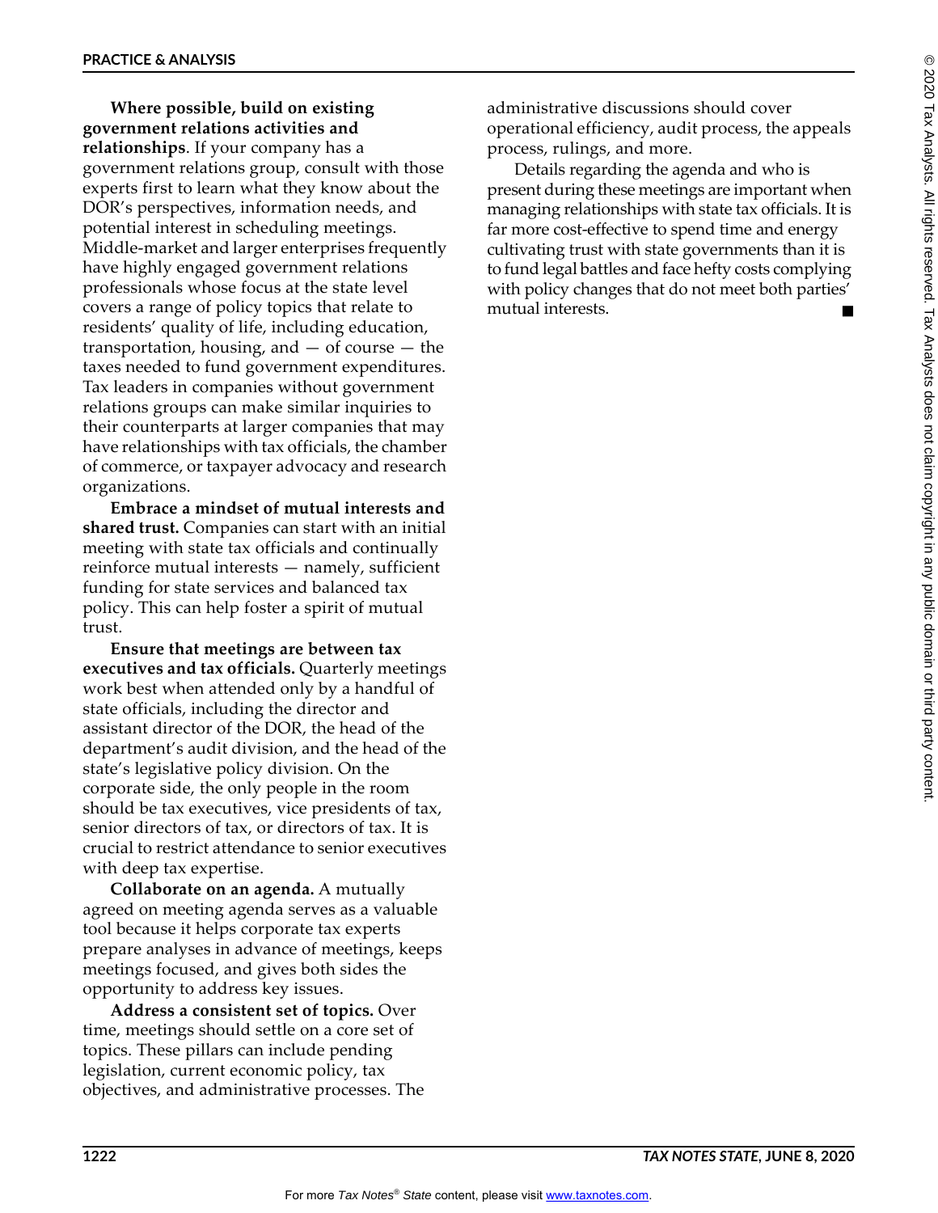**Where possible, build on existing government relations activities and relationships**. If your company has a government relations group, consult with those experts first to learn what they know about the DOR's perspectives, information needs, and potential interest in scheduling meetings. Middle-market and larger enterprises frequently have highly engaged government relations professionals whose focus at the state level covers a range of policy topics that relate to residents' quality of life, including education, transportation, housing, and — of course — the taxes needed to fund government expenditures. Tax leaders in companies without government relations groups can make similar inquiries to their counterparts at larger companies that may have relationships with tax officials, the chamber of commerce, or taxpayer advocacy and research organizations.

**Embrace a mindset of mutual interests and shared trust.** Companies can start with an initial meeting with state tax officials and continually reinforce mutual interests — namely, sufficient funding for state services and balanced tax policy. This can help foster a spirit of mutual trust.

**Ensure that meetings are between tax executives and tax officials.** Quarterly meetings work best when attended only by a handful of state officials, including the director and assistant director of the DOR, the head of the department's audit division, and the head of the state's legislative policy division. On the corporate side, the only people in the room should be tax executives, vice presidents of tax, senior directors of tax, or directors of tax. It is crucial to restrict attendance to senior executives with deep tax expertise.

**Collaborate on an agenda.** A mutually agreed on meeting agenda serves as a valuable tool because it helps corporate tax experts prepare analyses in advance of meetings, keeps meetings focused, and gives both sides the opportunity to address key issues.

**Address a consistent set of topics.** Over time, meetings should settle on a core set of topics. These pillars can include pending legislation, current economic policy, tax objectives, and administrative processes. The administrative discussions should cover operational efficiency, audit process, the appeals process, rulings, and more.

Details regarding the agenda and who is present during these meetings are important when managing relationships with state tax officials. It is far more cost-effective to spend time and energy cultivating trust with state governments than it is to fund legal battles and face hefty costs complying with policy changes that do not meet both parties' mutual interests. ■